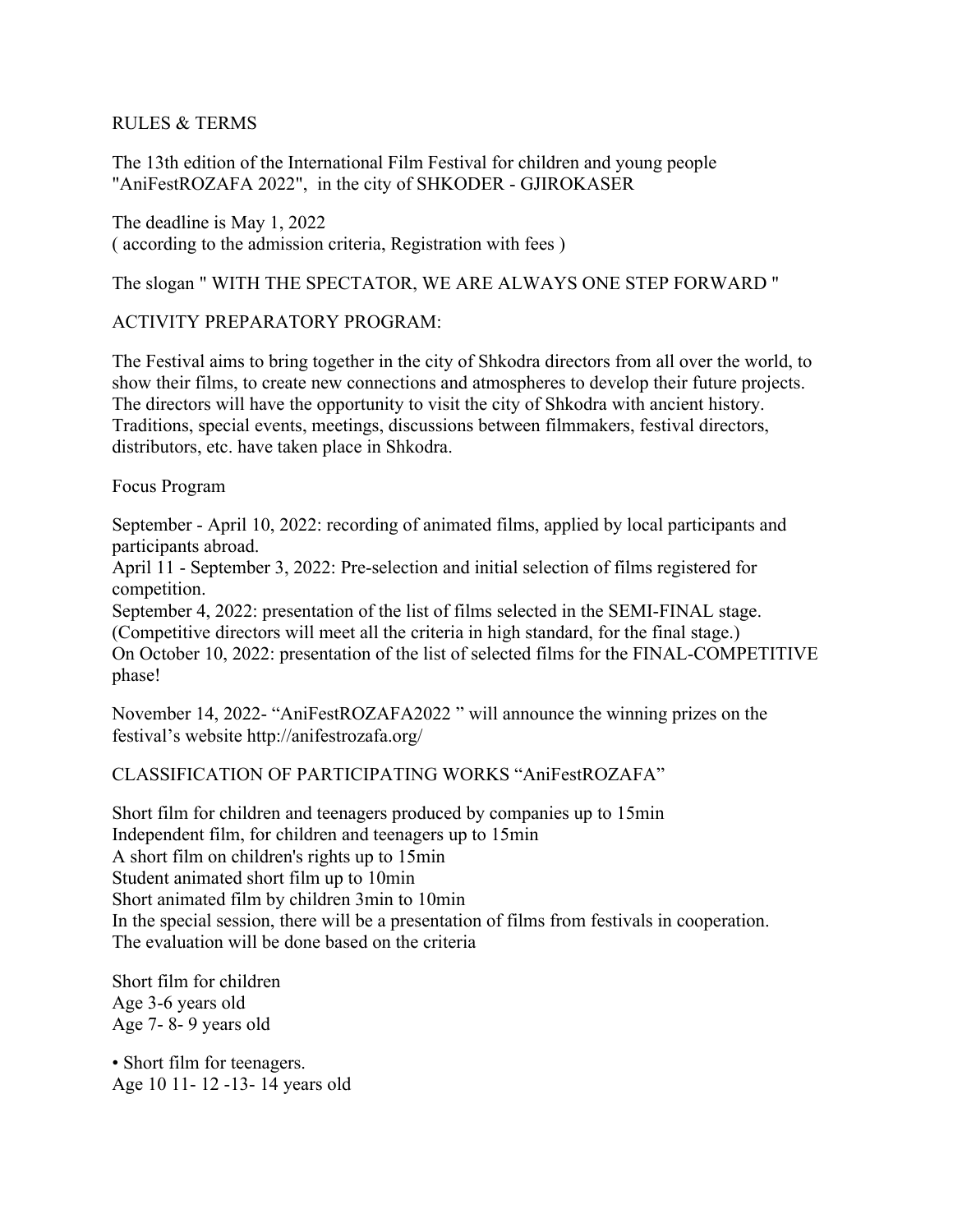RULES & TERMS

The 13th edition of the International Film Festival for children and young people "AniFestROZAFA 2022", in the city of SHKODER - GJIROKASER

The deadline is May 1, 2022
( according to the admission criteria, Registration with fees )

The slogan " WITH THE SPECTATOR, WE ARE ALWAYS ONE STEP FORWARD "

ACTIVITY PREPARATORY PROGRAM:

The Festival aims to bring together in the city of Shkodra directors from all over the world, to show their films, to create new connections and atmospheres to develop their future projects. The directors will have the opportunity to visit the city of Shkodra with ancient history. Traditions, special events, meetings, discussions between filmmakers, festival directors, distributors, etc. have taken place in Shkodra.

Focus Program

September - April 10, 2022: recording of animated films, applied by local participants and participants abroad.
April 11 - September 3, 2022: Pre-selection and initial selection of films registered for competition.
September 4, 2022: presentation of the list of films selected in the SEMI-FINAL stage. (Competitive directors will meet all the criteria in high standard, for the final stage.)
On October 10, 2022: presentation of the list of selected films for the FINAL-COMPETITIVE phase!

November 14, 2022- "AniFestROZAFA2022 " will announce the winning prizes on the festival's website http://anifestrozafa.org/

CLASSIFICATION OF PARTICIPATING WORKS "AniFestROZAFA"

Short film for children and teenagers produced by companies up to 15min
Independent film, for children and teenagers up to 15min
A short film on children's rights up to 15min
Student animated short film up to 10min
Short animated film by children 3min to 10min
In the special session, there will be a presentation of films from festivals in cooperation.
The evaluation will be done based on the criteria

Short film for children
Age 3-6 years old
Age 7- 8- 9 years old

- Short film for teenagers.
Age 10 11- 12 -13- 14 years old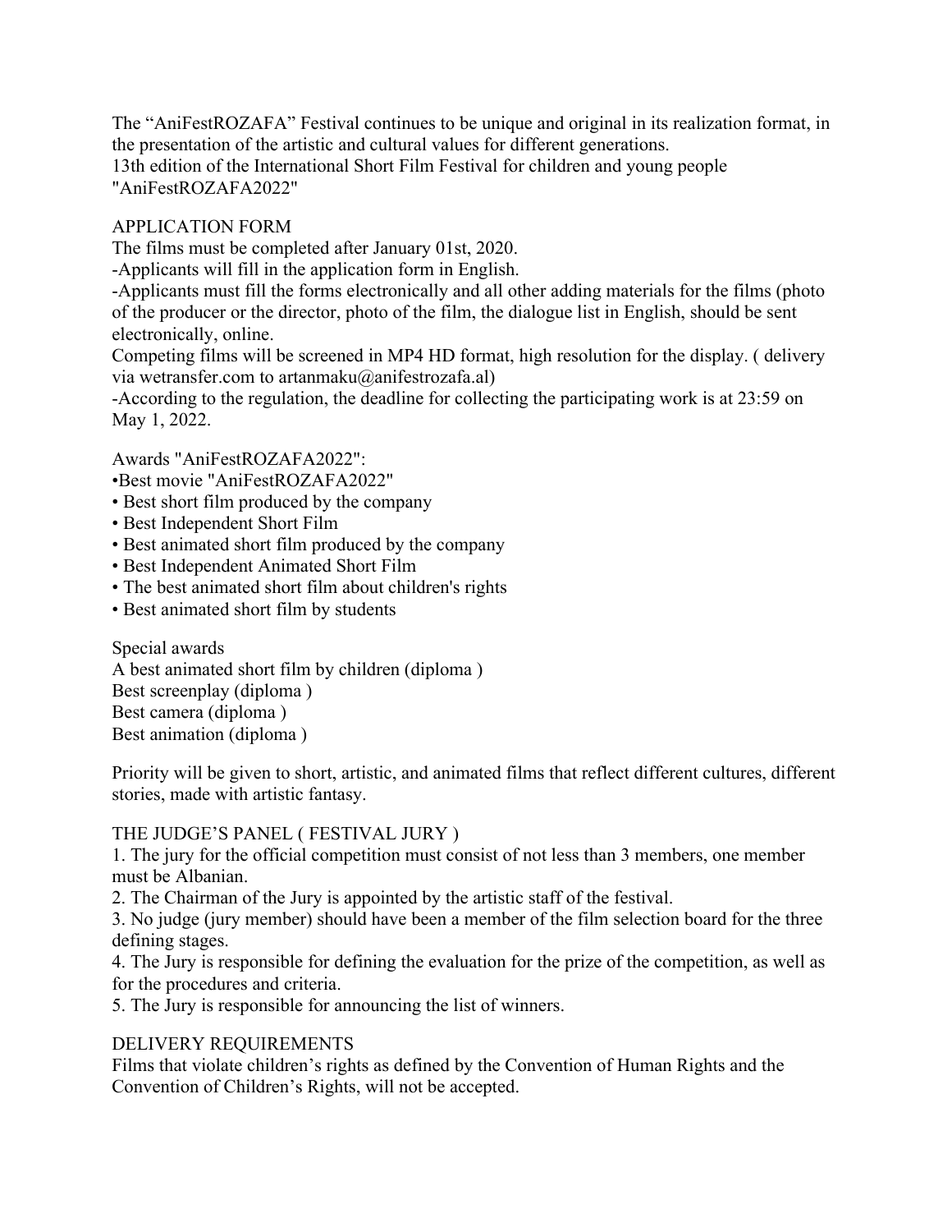The “AniFestROZAFA” Festival continues to be unique and original in its realization format, in the presentation of the artistic and cultural values for different generations.
13th edition of the International Short Film Festival for children and young people "AniFestROZAFA2022"

## APPLICATION FORM

The films must be completed after January 01st, 2020.
-Applicants will fill in the application form in English.
-Applicants must fill the forms electronically and all other adding materials for the films (photo of the producer or the director, photo of the film, the dialogue list in English, should be sent electronically, online.
Competing films will be screened in MP4 HD format, high resolution for the display. ( delivery via wetransfer.com to artanmaku@anifestrozafa.al)
-According to the regulation, the deadline for collecting the participating work is at 23:59 on May 1, 2022.

Awards "AniFestROZAFA2022":

- Best movie "AniFestROZAFA2022"
- Best short film produced by the company
- Best Independent Short Film
- Best animated short film produced by the company
- Best Independent Animated Short Film
- The best animated short film about children's rights
- Best animated short film by students

Special awards
A best animated short film by children (diploma )
Best screenplay (diploma )
Best camera (diploma )
Best animation (diploma )

Priority will be given to short, artistic, and animated films that reflect different cultures, different stories, made with artistic fantasy.

## THE JUDGE’S PANEL ( FESTIVAL JURY )

1. The jury for the official competition must consist of not less than 3 members, one member must be Albanian.
2. The Chairman of the Jury is appointed by the artistic staff of the festival.
3. No judge (jury member) should have been a member of the film selection board for the three defining stages.
4. The Jury is responsible for defining the evaluation for the prize of the competition, as well as for the procedures and criteria.
5. The Jury is responsible for announcing the list of winners.

## DELIVERY REQUIREMENTS

Films that violate children’s rights as defined by the Convention of Human Rights and the Convention of Children’s Rights, will not be accepted.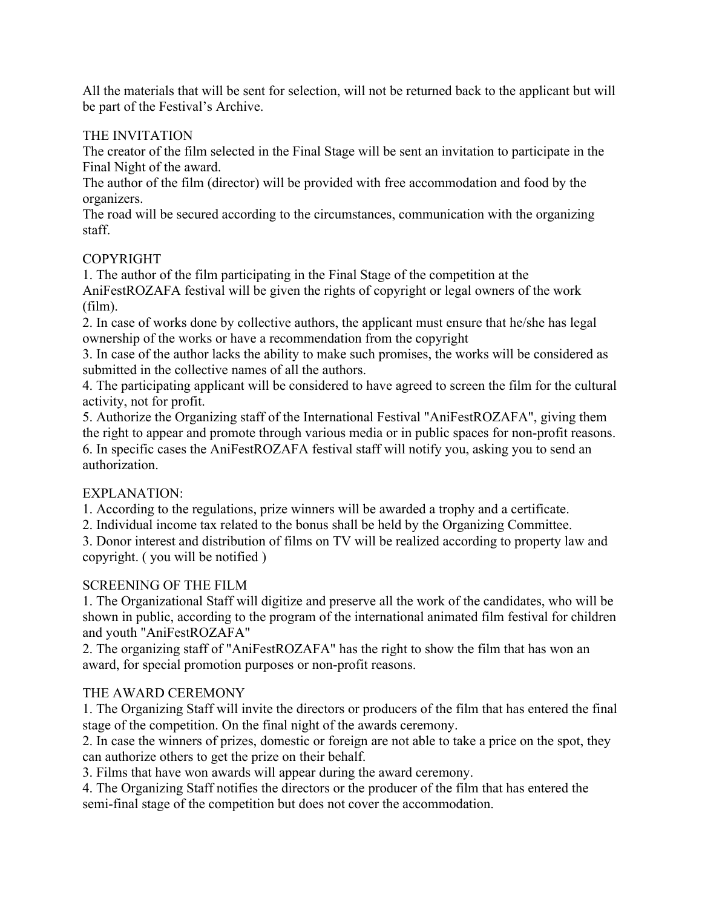All the materials that will be sent for selection, will not be returned back to the applicant but will be part of the Festival's Archive.

## THE INVITATION

The creator of the film selected in the Final Stage will be sent an invitation to participate in the Final Night of the award.

The author of the film (director) will be provided with free accommodation and food by the organizers.

The road will be secured according to the circumstances, communication with the organizing staff.

## COPYRIGHT

1. The author of the film participating in the Final Stage of the competition at the AniFestROZAFA festival will be given the rights of copyright or legal owners of the work (film).
2. In case of works done by collective authors, the applicant must ensure that he/she has legal ownership of the works or have a recommendation from the copyright
3. In case of the author lacks the ability to make such promises, the works will be considered as submitted in the collective names of all the authors.
4. The participating applicant will be considered to have agreed to screen the film for the cultural activity, not for profit.
5. Authorize the Organizing staff of the International Festival "AniFestROZAFA", giving them the right to appear and promote through various media or in public spaces for non-profit reasons.
6. In specific cases the AniFestROZAFA festival staff will notify you, asking you to send an authorization.

## EXPLANATION:

1. According to the regulations, prize winners will be awarded a trophy and a certificate.
2. Individual income tax related to the bonus shall be held by the Organizing Committee.
3. Donor interest and distribution of films on TV will be realized according to property law and copyright. ( you will be notified )

## SCREENING OF THE FILM

1. The Organizational Staff will digitize and preserve all the work of the candidates, who will be shown in public, according to the program of the international animated film festival for children and youth "AniFestROZAFA"
2. The organizing staff of "AniFestROZAFA" has the right to show the film that has won an award, for special promotion purposes or non-profit reasons.

## THE AWARD CEREMONY

1. The Organizing Staff will invite the directors or producers of the film that has entered the final stage of the competition. On the final night of the awards ceremony.
2. In case the winners of prizes, domestic or foreign are not able to take a price on the spot, they can authorize others to get the prize on their behalf.
3. Films that have won awards will appear during the award ceremony.
4. The Organizing Staff notifies the directors or the producer of the film that has entered the semi-final stage of the competition but does not cover the accommodation.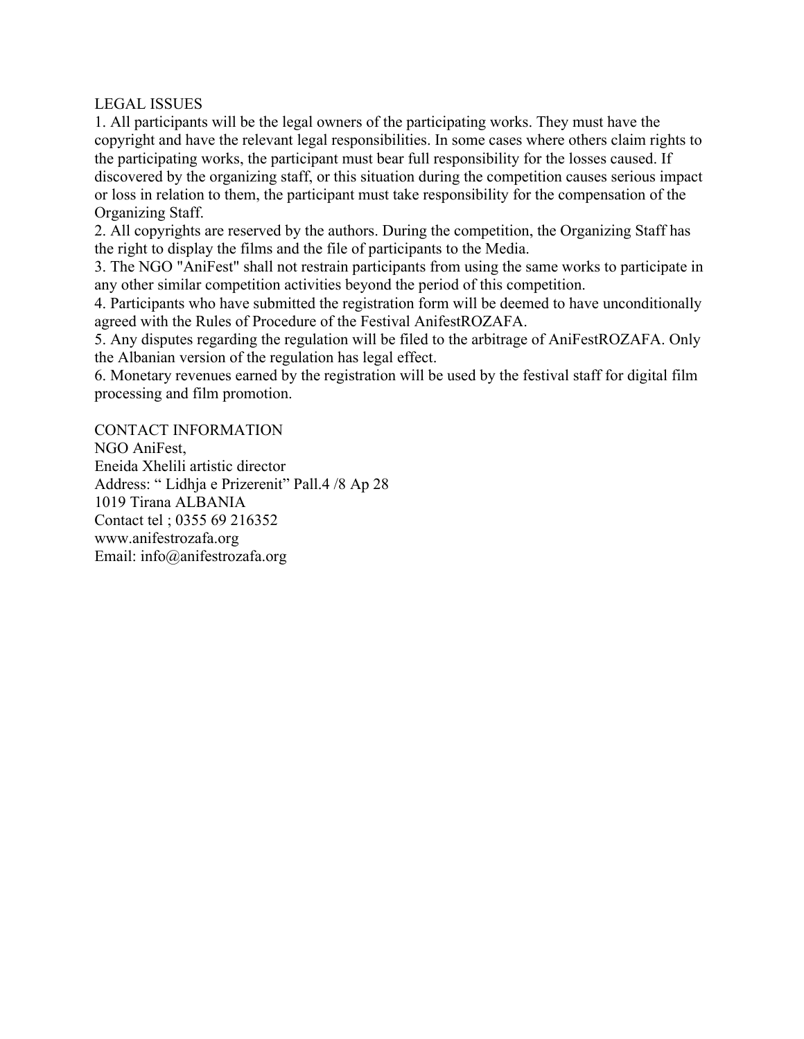## LEGAL ISSUES

1. All participants will be the legal owners of the participating works. They must have the copyright and have the relevant legal responsibilities. In some cases where others claim rights to the participating works, the participant must bear full responsibility for the losses caused. If discovered by the organizing staff, or this situation during the competition causes serious impact or loss in relation to them, the participant must take responsibility for the compensation of the Organizing Staff.
2. All copyrights are reserved by the authors. During the competition, the Organizing Staff has the right to display the films and the file of participants to the Media.
3. The NGO "AniFest" shall not restrain participants from using the same works to participate in any other similar competition activities beyond the period of this competition.
4. Participants who have submitted the registration form will be deemed to have unconditionally agreed with the Rules of Procedure of the Festival AnifestROZAFA.
5. Any disputes regarding the regulation will be filed to the arbitrage of AniFestROZAFA. Only the Albanian version of the regulation has legal effect.
6. Monetary revenues earned by the registration will be used by the festival staff for digital film processing and film promotion.

## CONTACT INFORMATION

NGO AniFest,
Eneida Xhelili artistic director
Address: " Lidhja e Prizerenit" Pall.4 /8 Ap 28
1019 Tirana ALBANIA
Contact tel ; 0355 69 216352
www.anifestrozafa.org
Email: info@anifestrozafa.org